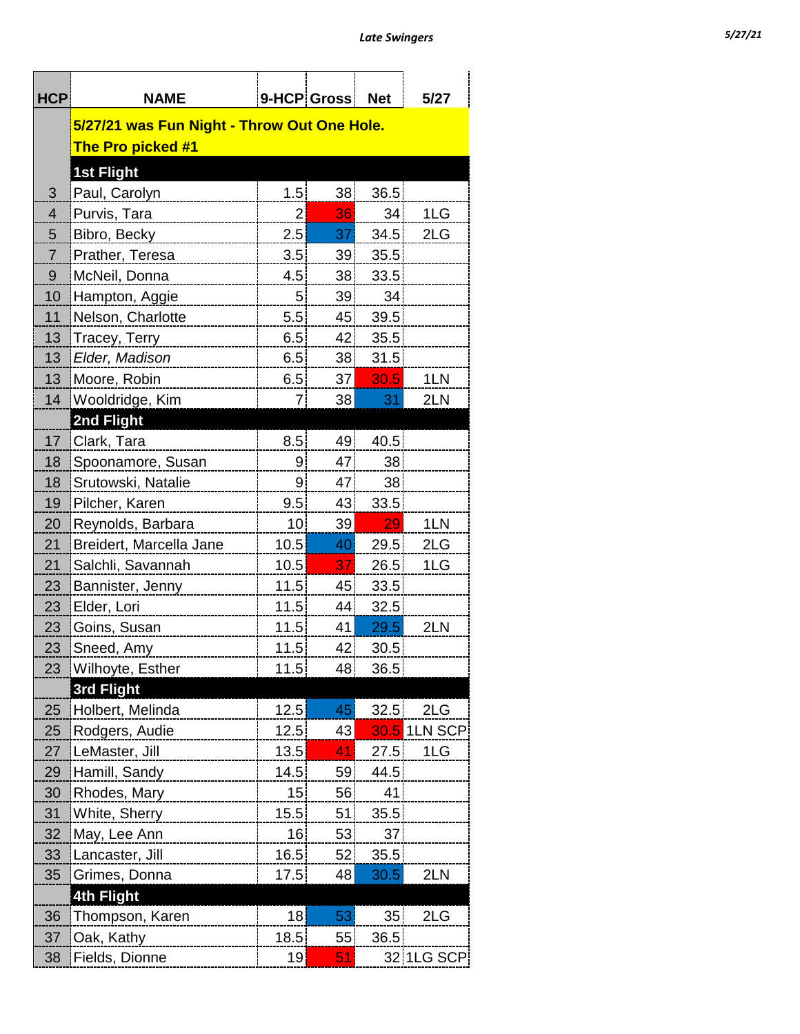***Late Swingers***

| HCP | NAME | 9-HCP | Gross | Net | 5/27 |
|---|---|---|---|---|---|
| | **5/27/21 was Fun Night - Throw Out One Hole.** | | | | |
| | **The Pro picked #1** | | | | |
| | **1st Flight** | | | | |
| 3 | Paul, Carolyn | 1.5 | 38 | 36.5 | |
| 4 | Purvis, Tara | 2 | 36 | 34 | 1LG |
| 5 | Bibro, Becky | 2.5 | 37 | 34.5 | 2LG |
| 7 | Prather, Teresa | 3.5 | 39 | 35.5 | |
| 9 | McNeil, Donna | 4.5 | 38 | 33.5 | |
| 10 | Hampton, Aggie | 5 | 39 | 34 | |
| 11 | Nelson, Charlotte | 5.5 | 45 | 39.5 | |
| 13 | Tracey, Terry | 6.5 | 42 | 35.5 | |
| 13 | *Elder, Madison* | 6.5 | 38 | 31.5 | |
| 13 | Moore, Robin | 6.5 | 37 | 30.5 | 1LN |
| 14 | Wooldridge, Kim | 7 | 38 | 31 | 2LN |
| | **2nd Flight** | | | | |
| 17 | Clark, Tara | 8.5 | 49 | 40.5 | |
| 18 | Spoonamore, Susan | 9 | 47 | 38 | |
| 18 | Srutowski, Natalie | 9 | 47 | 38 | |
| 19 | Pilcher, Karen | 9.5 | 43 | 33.5 | |
| 20 | Reynolds, Barbara | 10 | 39 | 29 | 1LN |
| 21 | Breidert, Marcella Jane | 10.5 | 40 | 29.5 | 2LG |
| 21 | Salchli, Savannah | 10.5 | 37 | 26.5 | 1LG |
| 23 | Bannister, Jenny | 11.5 | 45 | 33.5 | |
| 23 | Elder, Lori | 11.5 | 44 | 32.5 | |
| 23 | Goins, Susan | 11.5 | 41 | 29.5 | 2LN |
| 23 | Sneed, Amy | 11.5 | 42 | 30.5 | |
| 23 | Wilhoyte, Esther | 11.5 | 48 | 36.5 | |
| | **3rd Flight** | | | | |
| 25 | Holbert, Melinda | 12.5 | 45 | 32.5 | 2LG |
| 25 | Rodgers, Audie | 12.5 | 43 | 30.5 | 1LN SCP |
| 27 | LeMaster, Jill | 13.5 | 41 | 27.5 | 1LG |
| 29 | Hamill, Sandy | 14.5 | 59 | 44.5 | |
| 30 | Rhodes, Mary | 15 | 56 | 41 | |
| 31 | White, Sherry | 15.5 | 51 | 35.5 | |
| 32 | May, Lee Ann | 16 | 53 | 37 | |
| 33 | Lancaster, Jill | 16.5 | 52 | 35.5 | |
| 35 | Grimes, Donna | 17.5 | 48 | 30.5 | 2LN |
| | **4th Flight** | | | | |
| 36 | Thompson, Karen | 18 | 53 | 35 | 2LG |
| 37 | Oak, Kathy | 18.5 | 55 | 36.5 | |
| 38 | Fields, Dionne | 19 | 51 | 32 | 1LG SCP |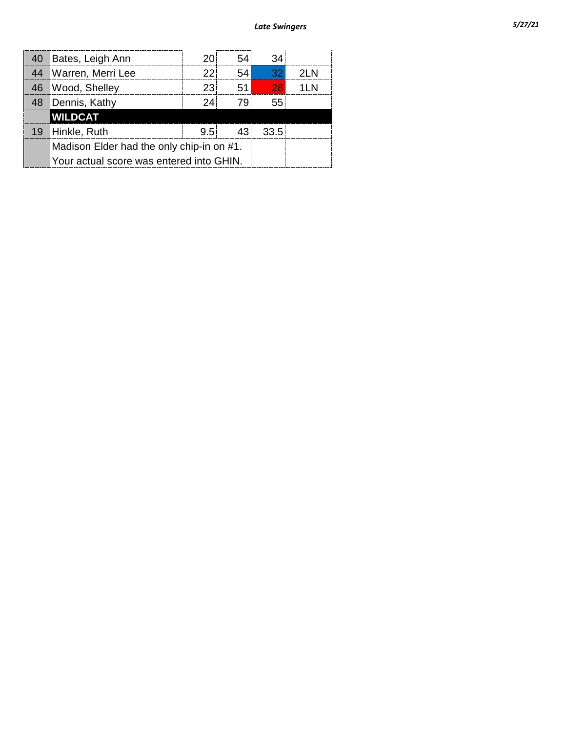| | | | | | |
|---|---|---|---|---|---|
| 40 | Bates, Leigh Ann | 20 | 54 | 34 | |
| 44 | Warren, Merri Lee | 22 | 54 | 32 | 2LN |
| 46 | Wood, Shelley | 23 | 51 | 28 | 1LN |
| 48 | Dennis, Kathy | 24 | 79 | 55 | |
| | **WILDCAT** | | | | |
| 19 | Hinkle, Ruth | 9.5 | 43 | 33.5 | |
| | Madison Elder had the only chip-in on #1. | | | | |
| | Your actual score was entered into GHIN. | | | | |